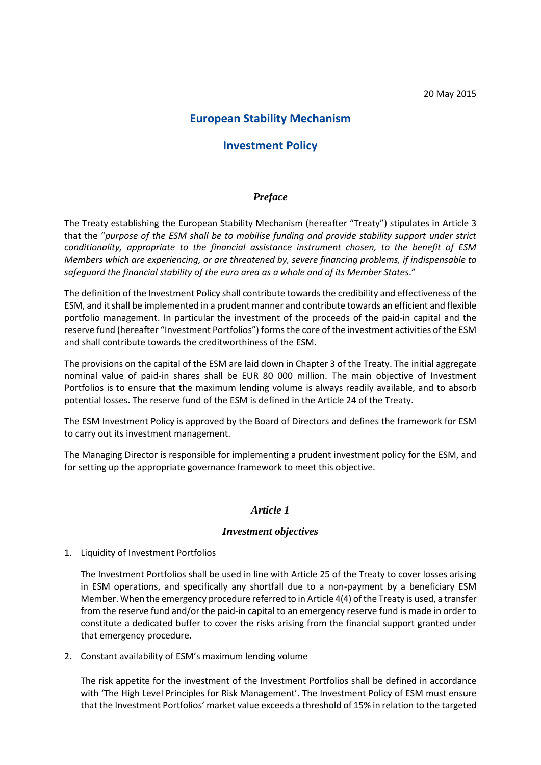20 May 2015

# European Stability Mechanism

# Investment Policy

## *Preface*

The Treaty establishing the European Stability Mechanism (hereafter "Treaty") stipulates in Article 3 that the "*purpose of the ESM shall be to mobilise funding and provide stability support under strict conditionality, appropriate to the financial assistance instrument chosen, to the benefit of ESM Members which are experiencing, or are threatened by, severe financing problems, if indispensable to safeguard the financial stability of the euro area as a whole and of its Member States*."

The definition of the Investment Policy shall contribute towards the credibility and effectiveness of the ESM, and it shall be implemented in a prudent manner and contribute towards an efficient and flexible portfolio management. In particular the investment of the proceeds of the paid-in capital and the reserve fund (hereafter "Investment Portfolios") forms the core of the investment activities of the ESM and shall contribute towards the creditworthiness of the ESM.

The provisions on the capital of the ESM are laid down in Chapter 3 of the Treaty. The initial aggregate nominal value of paid-in shares shall be EUR 80 000 million. The main objective of Investment Portfolios is to ensure that the maximum lending volume is always readily available, and to absorb potential losses. The reserve fund of the ESM is defined in the Article 24 of the Treaty.

The ESM Investment Policy is approved by the Board of Directors and defines the framework for ESM to carry out its investment management.

The Managing Director is responsible for implementing a prudent investment policy for the ESM, and for setting up the appropriate governance framework to meet this objective.

## *Article 1*

## *Investment objectives*

1. Liquidity of Investment Portfolios

   The Investment Portfolios shall be used in line with Article 25 of the Treaty to cover losses arising in ESM operations, and specifically any shortfall due to a non-payment by a beneficiary ESM Member. When the emergency procedure referred to in Article 4(4) of the Treaty is used, a transfer from the reserve fund and/or the paid-in capital to an emergency reserve fund is made in order to constitute a dedicated buffer to cover the risks arising from the financial support granted under that emergency procedure.

2. Constant availability of ESM's maximum lending volume

   The risk appetite for the investment of the Investment Portfolios shall be defined in accordance with 'The High Level Principles for Risk Management'. The Investment Policy of ESM must ensure that the Investment Portfolios' market value exceeds a threshold of 15% in relation to the targeted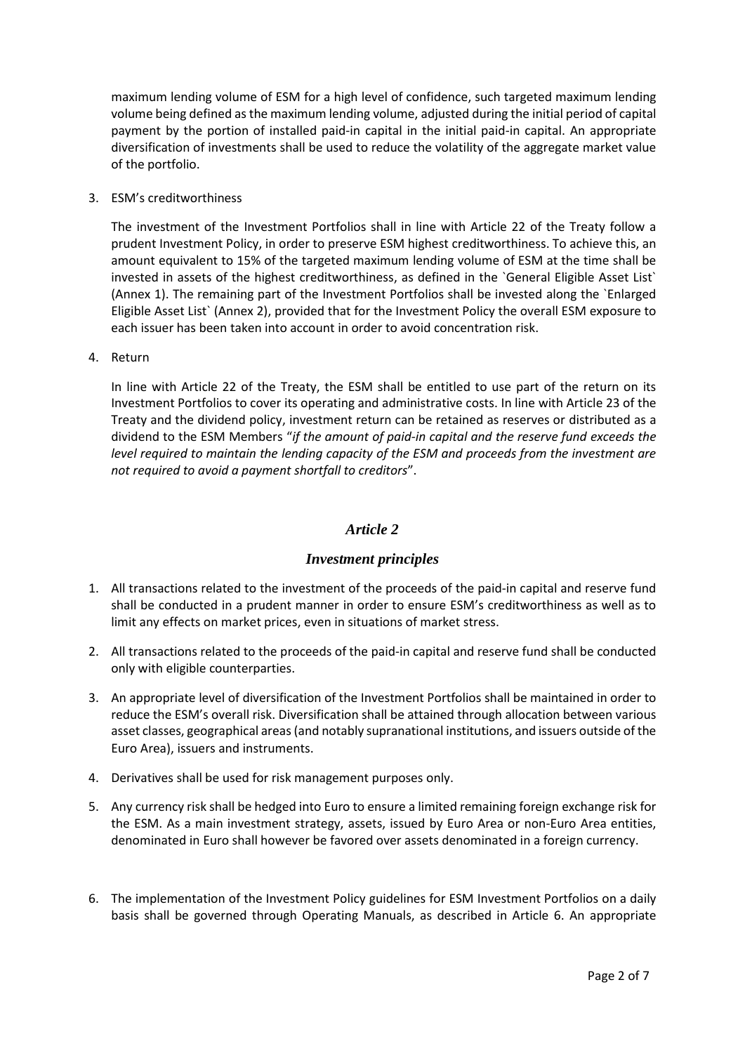maximum lending volume of ESM for a high level of confidence, such targeted maximum lending volume being defined as the maximum lending volume, adjusted during the initial period of capital payment by the portion of installed paid-in capital in the initial paid-in capital. An appropriate diversification of investments shall be used to reduce the volatility of the aggregate market value of the portfolio.

3. ESM's creditworthiness

   The investment of the Investment Portfolios shall in line with Article 22 of the Treaty follow a prudent Investment Policy, in order to preserve ESM highest creditworthiness. To achieve this, an amount equivalent to 15% of the targeted maximum lending volume of ESM at the time shall be invested in assets of the highest creditworthiness, as defined in the `General Eligible Asset List` (Annex 1). The remaining part of the Investment Portfolios shall be invested along the `Enlarged Eligible Asset List` (Annex 2), provided that for the Investment Policy the overall ESM exposure to each issuer has been taken into account in order to avoid concentration risk.

4. Return

   In line with Article 22 of the Treaty, the ESM shall be entitled to use part of the return on its Investment Portfolios to cover its operating and administrative costs. In line with Article 23 of the Treaty and the dividend policy, investment return can be retained as reserves or distributed as a dividend to the ESM Members "*if the amount of paid-in capital and the reserve fund exceeds the level required to maintain the lending capacity of the ESM and proceeds from the investment are not required to avoid a payment shortfall to creditors*".

## *Article 2*

## *Investment principles*

1. All transactions related to the investment of the proceeds of the paid-in capital and reserve fund shall be conducted in a prudent manner in order to ensure ESM's creditworthiness as well as to limit any effects on market prices, even in situations of market stress.

2. All transactions related to the proceeds of the paid-in capital and reserve fund shall be conducted only with eligible counterparties.

3. An appropriate level of diversification of the Investment Portfolios shall be maintained in order to reduce the ESM's overall risk. Diversification shall be attained through allocation between various asset classes, geographical areas (and notably supranational institutions, and issuers outside of the Euro Area), issuers and instruments.

4. Derivatives shall be used for risk management purposes only.

5. Any currency risk shall be hedged into Euro to ensure a limited remaining foreign exchange risk for the ESM. As a main investment strategy, assets, issued by Euro Area or non-Euro Area entities, denominated in Euro shall however be favored over assets denominated in a foreign currency.

6. The implementation of the Investment Policy guidelines for ESM Investment Portfolios on a daily basis shall be governed through Operating Manuals, as described in Article 6. An appropriate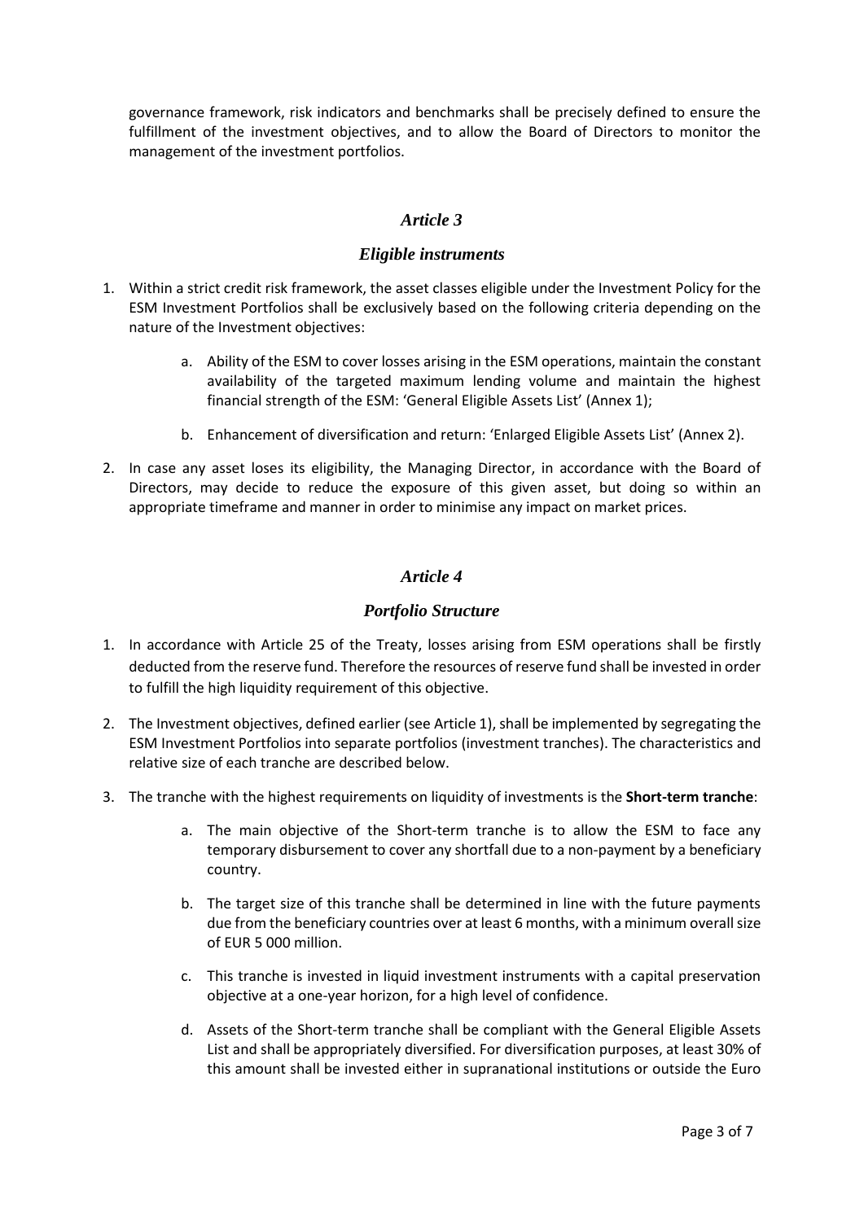governance framework, risk indicators and benchmarks shall be precisely defined to ensure the fulfillment of the investment objectives, and to allow the Board of Directors to monitor the management of the investment portfolios.

## *Article 3*

## *Eligible instruments*

1. Within a strict credit risk framework, the asset classes eligible under the Investment Policy for the ESM Investment Portfolios shall be exclusively based on the following criteria depending on the nature of the Investment objectives:

    a. Ability of the ESM to cover losses arising in the ESM operations, maintain the constant availability of the targeted maximum lending volume and maintain the highest financial strength of the ESM: 'General Eligible Assets List' (Annex 1);

    b. Enhancement of diversification and return: 'Enlarged Eligible Assets List' (Annex 2).

2. In case any asset loses its eligibility, the Managing Director, in accordance with the Board of Directors, may decide to reduce the exposure of this given asset, but doing so within an appropriate timeframe and manner in order to minimise any impact on market prices.

## *Article 4*

## *Portfolio Structure*

1. In accordance with Article 25 of the Treaty, losses arising from ESM operations shall be firstly deducted from the reserve fund. Therefore the resources of reserve fund shall be invested in order to fulfill the high liquidity requirement of this objective.

2. The Investment objectives, defined earlier (see Article 1), shall be implemented by segregating the ESM Investment Portfolios into separate portfolios (investment tranches). The characteristics and relative size of each tranche are described below.

3. The tranche with the highest requirements on liquidity of investments is the **Short-term tranche**:

    a. The main objective of the Short-term tranche is to allow the ESM to face any temporary disbursement to cover any shortfall due to a non-payment by a beneficiary country.

    b. The target size of this tranche shall be determined in line with the future payments due from the beneficiary countries over at least 6 months, with a minimum overall size of EUR 5 000 million.

    c. This tranche is invested in liquid investment instruments with a capital preservation objective at a one-year horizon, for a high level of confidence.

    d. Assets of the Short-term tranche shall be compliant with the General Eligible Assets List and shall be appropriately diversified. For diversification purposes, at least 30% of this amount shall be invested either in supranational institutions or outside the Euro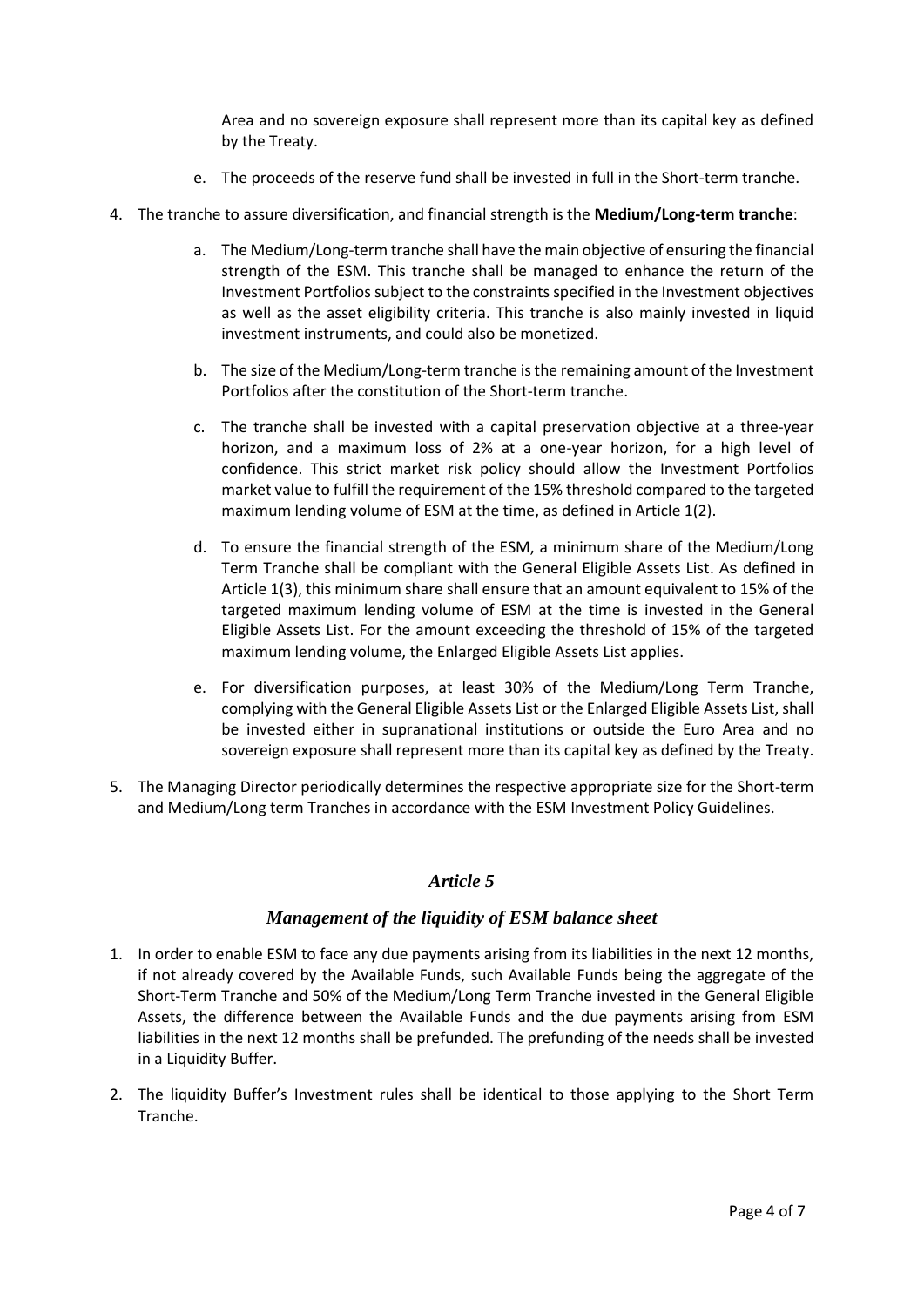Area and no sovereign exposure shall represent more than its capital key as defined by the Treaty.

e. The proceeds of the reserve fund shall be invested in full in the Short-term tranche.

4. The tranche to assure diversification, and financial strength is the **Medium/Long-term tranche**:

   a. The Medium/Long-term tranche shall have the main objective of ensuring the financial strength of the ESM. This tranche shall be managed to enhance the return of the Investment Portfolios subject to the constraints specified in the Investment objectives as well as the asset eligibility criteria. This tranche is also mainly invested in liquid investment instruments, and could also be monetized.

   b. The size of the Medium/Long-term tranche is the remaining amount of the Investment Portfolios after the constitution of the Short-term tranche.

   c. The tranche shall be invested with a capital preservation objective at a three-year horizon, and a maximum loss of 2% at a one-year horizon, for a high level of confidence. This strict market risk policy should allow the Investment Portfolios market value to fulfill the requirement of the 15% threshold compared to the targeted maximum lending volume of ESM at the time, as defined in Article 1(2).

   d. To ensure the financial strength of the ESM, a minimum share of the Medium/Long Term Tranche shall be compliant with the General Eligible Assets List. As defined in Article 1(3), this minimum share shall ensure that an amount equivalent to 15% of the targeted maximum lending volume of ESM at the time is invested in the General Eligible Assets List. For the amount exceeding the threshold of 15% of the targeted maximum lending volume, the Enlarged Eligible Assets List applies.

   e. For diversification purposes, at least 30% of the Medium/Long Term Tranche, complying with the General Eligible Assets List or the Enlarged Eligible Assets List, shall be invested either in supranational institutions or outside the Euro Area and no sovereign exposure shall represent more than its capital key as defined by the Treaty.

5. The Managing Director periodically determines the respective appropriate size for the Short-term and Medium/Long term Tranches in accordance with the ESM Investment Policy Guidelines.

## *Article 5*

### *Management of the liquidity of ESM balance sheet*

1. In order to enable ESM to face any due payments arising from its liabilities in the next 12 months, if not already covered by the Available Funds, such Available Funds being the aggregate of the Short-Term Tranche and 50% of the Medium/Long Term Tranche invested in the General Eligible Assets, the difference between the Available Funds and the due payments arising from ESM liabilities in the next 12 months shall be prefunded. The prefunding of the needs shall be invested in a Liquidity Buffer.

2. The liquidity Buffer's Investment rules shall be identical to those applying to the Short Term Tranche.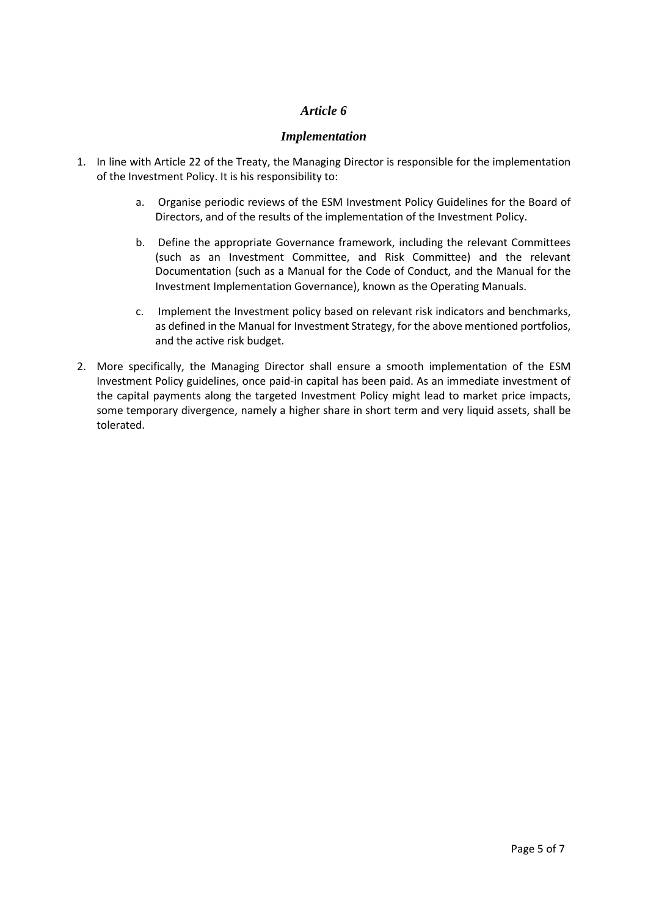## *Article 6*

## *Implementation*

1. In line with Article 22 of the Treaty, the Managing Director is responsible for the implementation of the Investment Policy. It is his responsibility to:

    a. Organise periodic reviews of the ESM Investment Policy Guidelines for the Board of Directors, and of the results of the implementation of the Investment Policy.

    b. Define the appropriate Governance framework, including the relevant Committees (such as an Investment Committee, and Risk Committee) and the relevant Documentation (such as a Manual for the Code of Conduct, and the Manual for the Investment Implementation Governance), known as the Operating Manuals.

    c. Implement the Investment policy based on relevant risk indicators and benchmarks, as defined in the Manual for Investment Strategy, for the above mentioned portfolios, and the active risk budget.

2. More specifically, the Managing Director shall ensure a smooth implementation of the ESM Investment Policy guidelines, once paid-in capital has been paid. As an immediate investment of the capital payments along the targeted Investment Policy might lead to market price impacts, some temporary divergence, namely a higher share in short term and very liquid assets, shall be tolerated.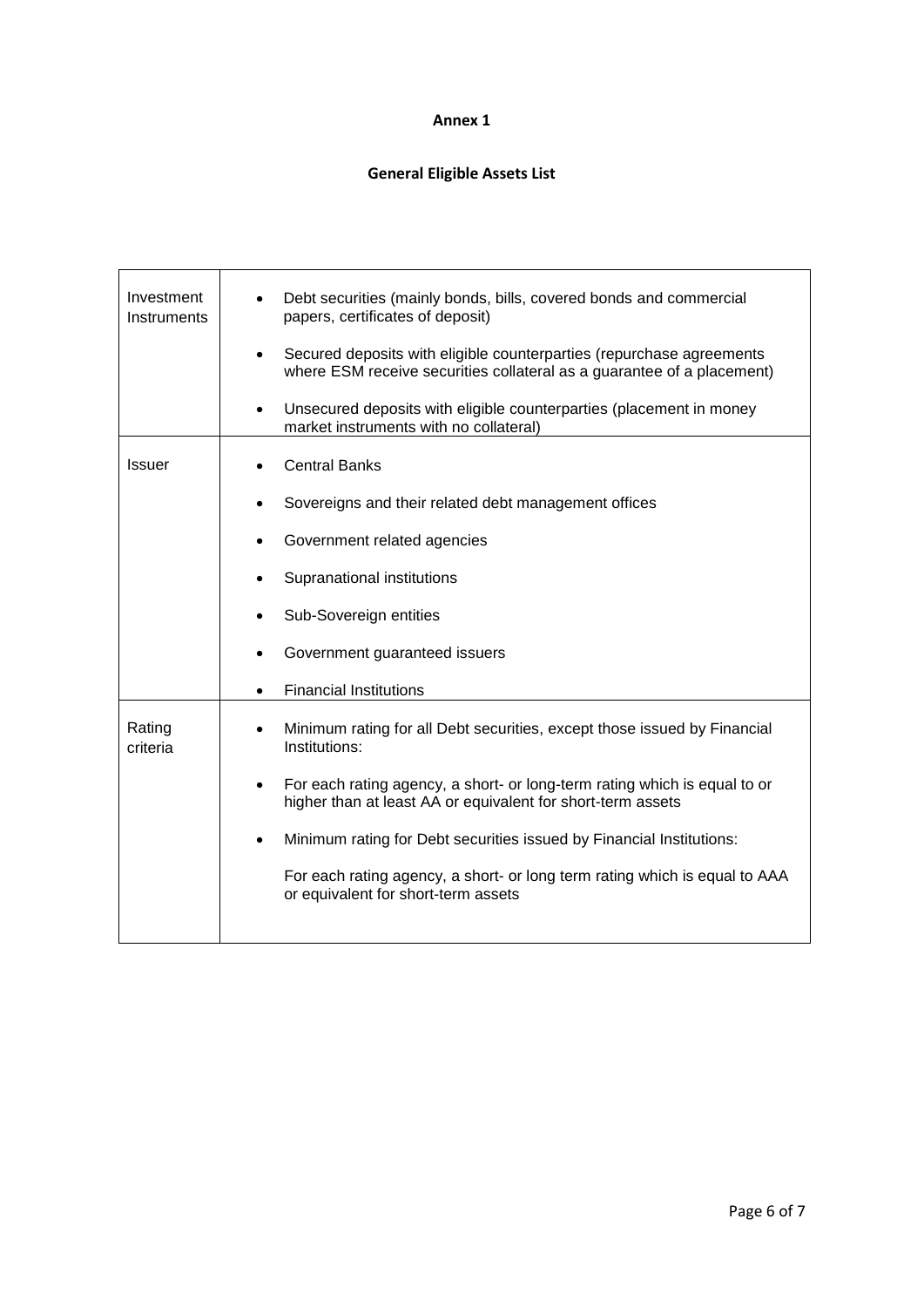**Annex 1**

**General Eligible Assets List**

| | |
|---|---|
| Investment Instruments | • Debt securities (mainly bonds, bills, covered bonds and commercial papers, certificates of deposit)<br>• Secured deposits with eligible counterparties (repurchase agreements where ESM receive securities collateral as a guarantee of a placement)<br>• Unsecured deposits with eligible counterparties (placement in money market instruments with no collateral) |
| Issuer | • Central Banks<br>• Sovereigns and their related debt management offices<br>• Government related agencies<br>• Supranational institutions<br>• Sub-Sovereign entities<br>• Government guaranteed issuers<br>• Financial Institutions |
| Rating criteria | • Minimum rating for all Debt securities, except those issued by Financial Institutions:<br>• For each rating agency, a short- or long-term rating which is equal to or higher than at least AA or equivalent for short-term assets<br>• Minimum rating for Debt securities issued by Financial Institutions:<br>For each rating agency, a short- or long term rating which is equal to AAA or equivalent for short-term assets |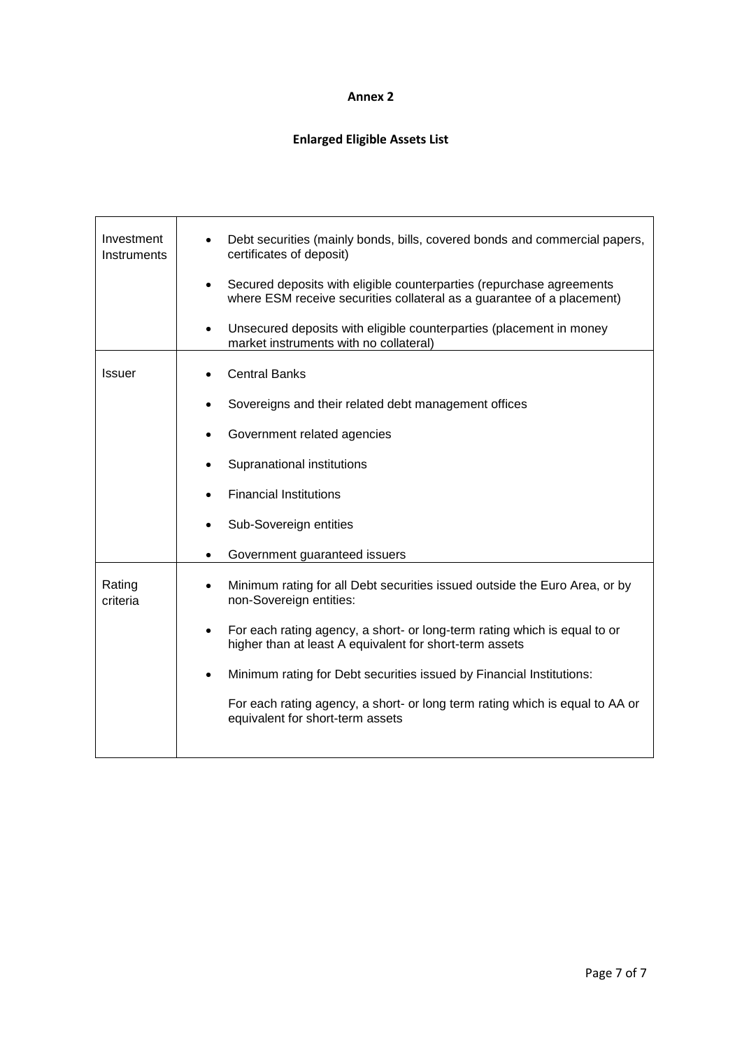**Annex 2**

**Enlarged Eligible Assets List**

| | |
|---|---|
| Investment Instruments | • Debt securities (mainly bonds, bills, covered bonds and commercial papers, certificates of deposit)<br>• Secured deposits with eligible counterparties (repurchase agreements where ESM receive securities collateral as a guarantee of a placement)<br>• Unsecured deposits with eligible counterparties (placement in money market instruments with no collateral) |
| Issuer | • Central Banks<br>• Sovereigns and their related debt management offices<br>• Government related agencies<br>• Supranational institutions<br>• Financial Institutions<br>• Sub-Sovereign entities<br>• Government guaranteed issuers |
| Rating criteria | • Minimum rating for all Debt securities issued outside the Euro Area, or by non-Sovereign entities:<br>• For each rating agency, a short- or long-term rating which is equal to or higher than at least A equivalent for short-term assets<br>• Minimum rating for Debt securities issued by Financial Institutions:<br>For each rating agency, a short- or long term rating which is equal to AA or equivalent for short-term assets |